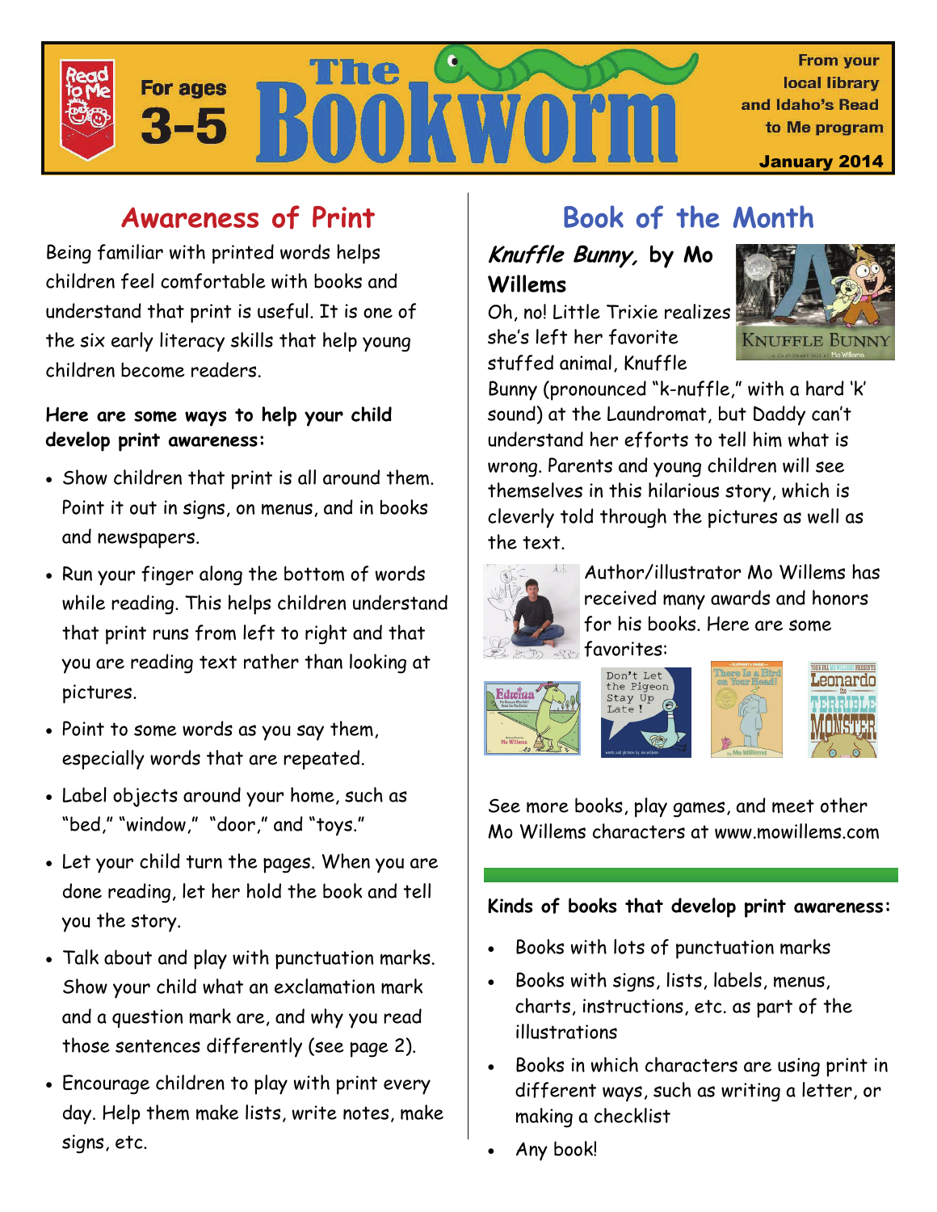# The Bookworm

For ages 3-5

From your local library and Idaho's Read to Me program

January 2014

## Awareness of Print

Being familiar with printed words helps children feel comfortable with books and understand that print is useful. It is one of the six early literacy skills that help young children become readers.

**Here are some ways to help your child develop print awareness:**

- Show children that print is all around them. Point it out in signs, on menus, and in books and newspapers.
- Run your finger along the bottom of words while reading. This helps children understand that print runs from left to right and that you are reading text rather than looking at pictures.
- Point to some words as you say them, especially words that are repeated.
- Label objects around your home, such as "bed," "window," "door," and "toys."
- Let your child turn the pages. When you are done reading, let her hold the book and tell you the story.
- Talk about and play with punctuation marks. Show your child what an exclamation mark and a question mark are, and why you read those sentences differently (see page 2).
- Encourage children to play with print every day. Help them make lists, write notes, make signs, etc.

## Book of the Month

### *Knuffle Bunny,* by Mo Willems

Oh, no! Little Trixie realizes she's left her favorite stuffed animal, Knuffle Bunny (pronounced "k-nuffle," with a hard 'k' sound) at the Laundromat, but Daddy can't understand her efforts to tell him what is wrong. Parents and young children will see themselves in this hilarious story, which is cleverly told through the pictures as well as the text.

Author/illustrator Mo Willems has received many awards and honors for his books. Here are some favorites:

See more books, play games, and meet other Mo Willems characters at www.mowillems.com

**Kinds of books that develop print awareness:**

- Books with lots of punctuation marks
- Books with signs, lists, labels, menus, charts, instructions, etc. as part of the illustrations
- Books in which characters are using print in different ways, such as writing a letter, or making a checklist
- Any book!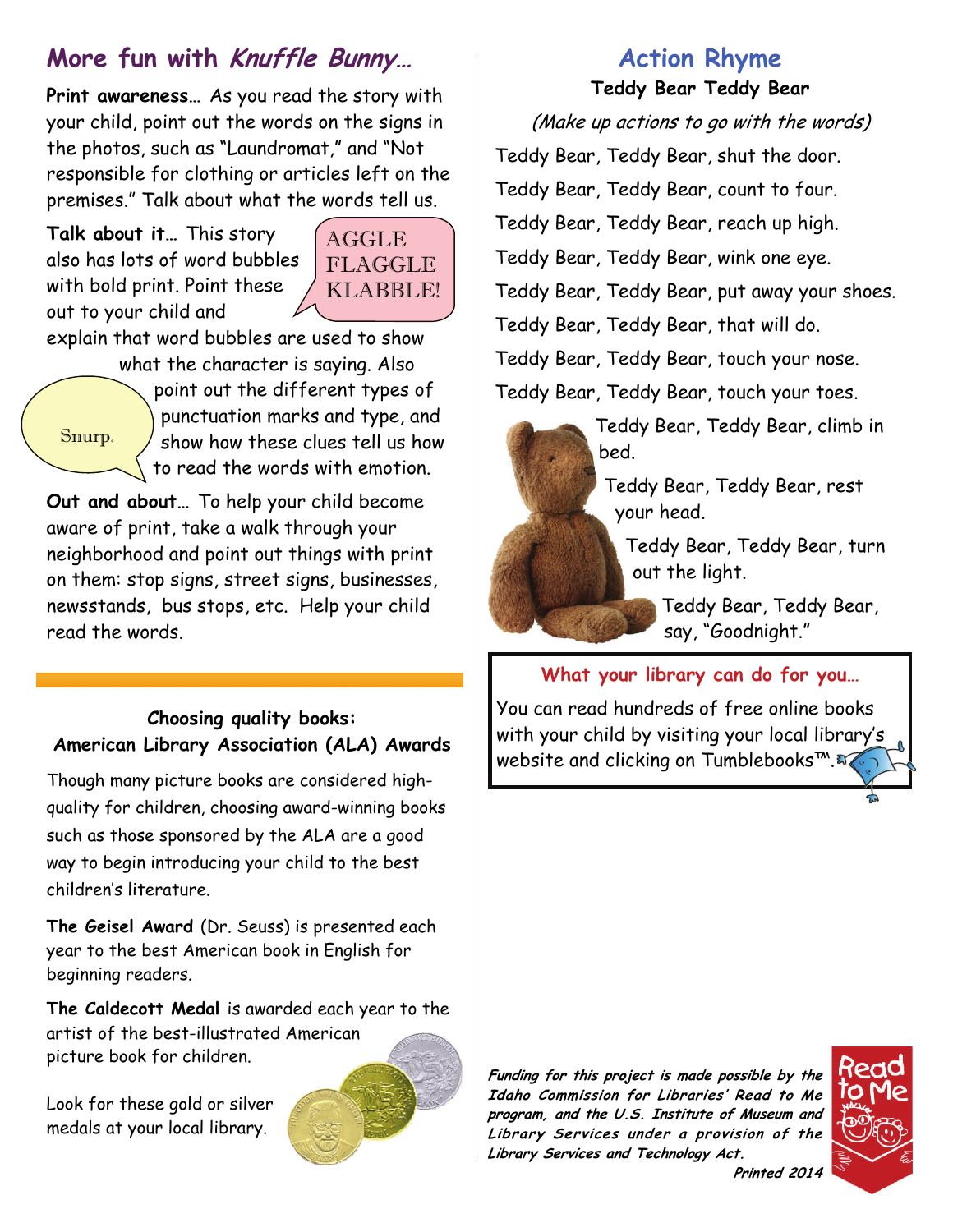## More fun with *Knuffle Bunny…*

**Print awareness…** As you read the story with your child, point out the words on the signs in the photos, such as "Laundromat," and "Not responsible for clothing or articles left on the premises." Talk about what the words tell us.

**Talk about it…** This story also has lots of word bubbles with bold print. Point these out to your child and explain that word bubbles are used to show what the character is saying. Also point out the different types of punctuation marks and type, and show how these clues tell us how to read the words with emotion.

AGGLE FLAGGLE KLABBLE!

Snurp.

**Out and about…** To help your child become aware of print, take a walk through your neighborhood and point out things with print on them: stop signs, street signs, businesses, newsstands, bus stops, etc. Help your child read the words.

### Choosing quality books: American Library Association (ALA) Awards

Though many picture books are considered high-quality for children, choosing award-winning books such as those sponsored by the ALA are a good way to begin introducing your child to the best children's literature.

**The Geisel Award** (Dr. Seuss) is presented each year to the best American book in English for beginning readers.

**The Caldecott Medal** is awarded each year to the artist of the best-illustrated American picture book for children.

Look for these gold or silver medals at your local library.

## Action Rhyme

### Teddy Bear Teddy Bear

*(Make up actions to go with the words)*

Teddy Bear, Teddy Bear, shut the door.
Teddy Bear, Teddy Bear, count to four.
Teddy Bear, Teddy Bear, reach up high.
Teddy Bear, Teddy Bear, wink one eye.
Teddy Bear, Teddy Bear, put away your shoes.
Teddy Bear, Teddy Bear, that will do.
Teddy Bear, Teddy Bear, touch your nose.
Teddy Bear, Teddy Bear, touch your toes.
Teddy Bear, Teddy Bear, climb in bed.
Teddy Bear, Teddy Bear, rest your head.
Teddy Bear, Teddy Bear, turn out the light.
Teddy Bear, Teddy Bear, say, "Goodnight."

**What your library can do for you…**

You can read hundreds of free online books with your child by visiting your local library's website and clicking on Tumblebooks™.

*Funding for this project is made possible by the Idaho Commission for Libraries' Read to Me program, and the U.S. Institute of Museum and Library Services under a provision of the Library Services and Technology Act.*

*Printed 2014*

Read to Me